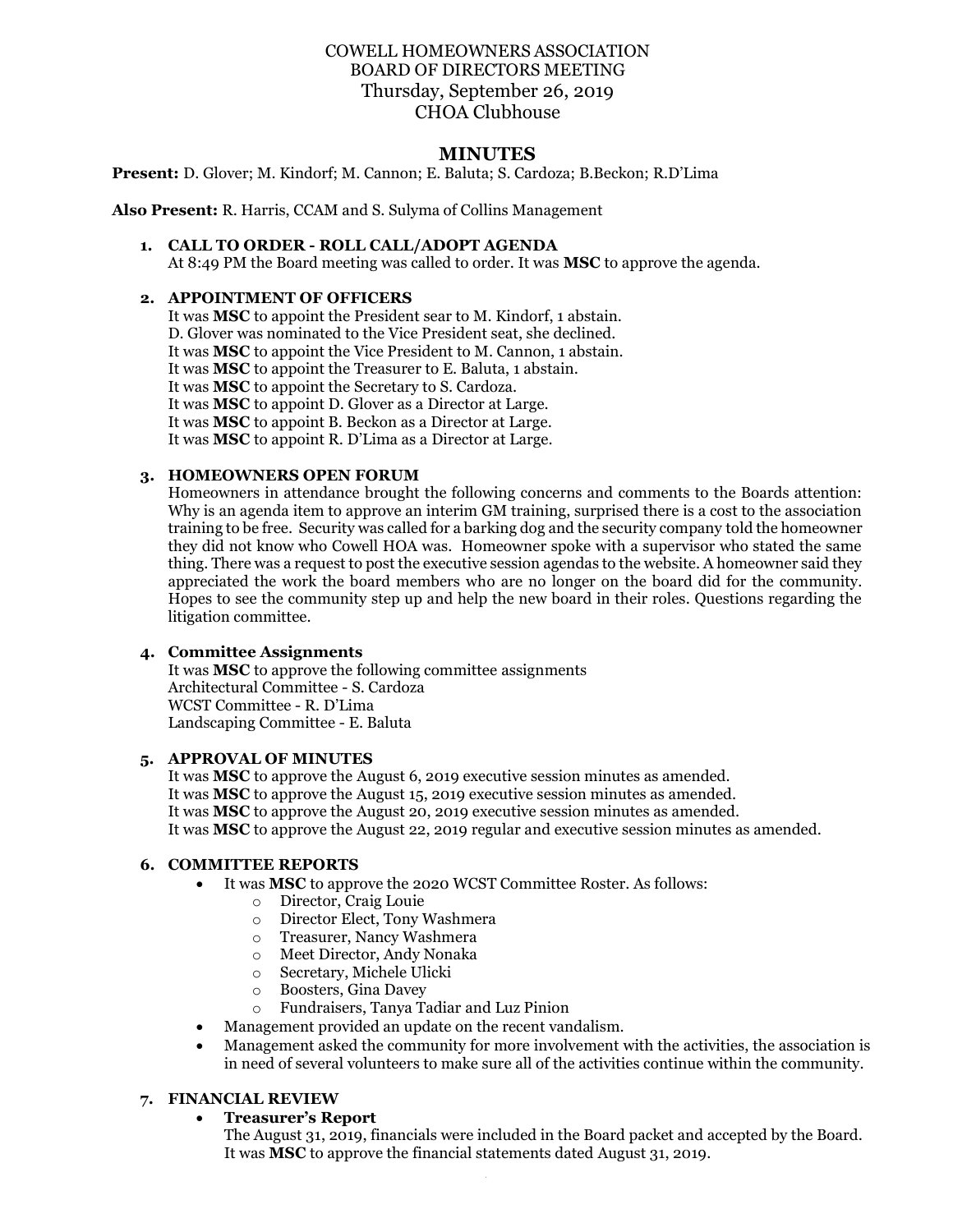# COWELL HOMEOWNERS ASSOCIATION
## BOARD OF DIRECTORS MEETING
Thursday, September 26, 2019
CHOA Clubhouse

## MINUTES

**Present:** D. Glover; M. Kindorf; M. Cannon; E. Baluta; S. Cardoza; B.Beckon; R.D'Lima

**Also Present:** R. Harris, CCAM and S. Sulyma of Collins Management

1. **CALL TO ORDER - ROLL CALL/ADOPT AGENDA**
   At 8:49 PM the Board meeting was called to order. It was **MSC** to approve the agenda.

2. **APPOINTMENT OF OFFICERS**
   It was **MSC** to appoint the President sear to M. Kindorf, 1 abstain.
   D. Glover was nominated to the Vice President seat, she declined.
   It was **MSC** to appoint the Vice President to M. Cannon, 1 abstain.
   It was **MSC** to appoint the Treasurer to E. Baluta, 1 abstain.
   It was **MSC** to appoint the Secretary to S. Cardoza.
   It was **MSC** to appoint D. Glover as a Director at Large.
   It was **MSC** to appoint B. Beckon as a Director at Large.
   It was **MSC** to appoint R. D'Lima as a Director at Large.

3. **HOMEOWNERS OPEN FORUM**
   Homeowners in attendance brought the following concerns and comments to the Boards attention: Why is an agenda item to approve an interim GM training, surprised there is a cost to the association training to be free. Security was called for a barking dog and the security company told the homeowner they did not know who Cowell HOA was. Homeowner spoke with a supervisor who stated the same thing. There was a request to post the executive session agendas to the website. A homeowner said they appreciated the work the board members who are no longer on the board did for the community. Hopes to see the community step up and help the new board in their roles. Questions regarding the litigation committee.

4. **Committee Assignments**
   It was **MSC** to approve the following committee assignments
   Architectural Committee - S. Cardoza
   WCST Committee - R. D'Lima
   Landscaping Committee - E. Baluta

5. **APPROVAL OF MINUTES**
   It was **MSC** to approve the August 6, 2019 executive session minutes as amended.
   It was **MSC** to approve the August 15, 2019 executive session minutes as amended.
   It was **MSC** to approve the August 20, 2019 executive session minutes as amended.
   It was **MSC** to approve the August 22, 2019 regular and executive session minutes as amended.

6. **COMMITTEE REPORTS**
   - It was **MSC** to approve the 2020 WCST Committee Roster. As follows:
     - Director, Craig Louie
     - Director Elect, Tony Washmera
     - Treasurer, Nancy Washmera
     - Meet Director, Andy Nonaka
     - Secretary, Michele Ulicki
     - Boosters, Gina Davey
     - Fundraisers, Tanya Tadiar and Luz Pinion
   - Management provided an update on the recent vandalism.
   - Management asked the community for more involvement with the activities, the association is in need of several volunteers to make sure all of the activities continue within the community.

7. **FINANCIAL REVIEW**
   - **Treasurer's Report**
     The August 31, 2019, financials were included in the Board packet and accepted by the Board. It was **MSC** to approve the financial statements dated August 31, 2019.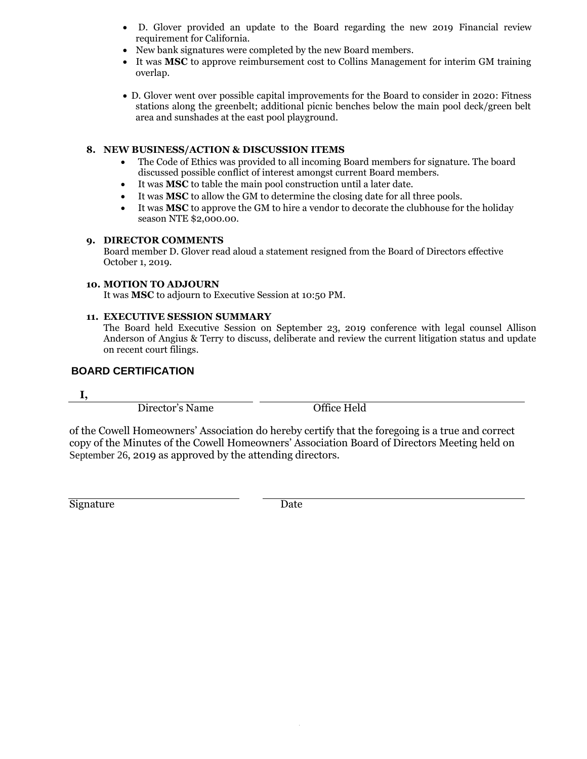- D. Glover provided an update to the Board regarding the new 2019 Financial review requirement for California.
- New bank signatures were completed by the new Board members.
- It was **MSC** to approve reimbursement cost to Collins Management for interim GM training overlap.
- D. Glover went over possible capital improvements for the Board to consider in 2020: Fitness stations along the greenbelt; additional picnic benches below the main pool deck/green belt area and sunshades at the east pool playground.

**8. NEW BUSINESS/ACTION & DISCUSSION ITEMS**

- The Code of Ethics was provided to all incoming Board members for signature. The board discussed possible conflict of interest amongst current Board members.
- It was **MSC** to table the main pool construction until a later date.
- It was **MSC** to allow the GM to determine the closing date for all three pools.
- It was **MSC** to approve the GM to hire a vendor to decorate the clubhouse for the holiday season NTE $2,000.00.

**9. DIRECTOR COMMENTS**

Board member D. Glover read aloud a statement resigned from the Board of Directors effective October 1, 2019.

**10. MOTION TO ADJOURN**

It was **MSC** to adjourn to Executive Session at 10:50 PM.

**11. EXECUTIVE SESSION SUMMARY**

The Board held Executive Session on September 23, 2019 conference with legal counsel Allison Anderson of Angius & Terry to discuss, deliberate and review the current litigation status and update on recent court filings.

## BOARD CERTIFICATION

**I,** ______________________ ______________________

Director's Name Office Held

of the Cowell Homeowners' Association do hereby certify that the foregoing is a true and correct copy of the Minutes of the Cowell Homeowners' Association Board of Directors Meeting held on September 26, 2019 as approved by the attending directors.

______________________ ______________________

Signature Date